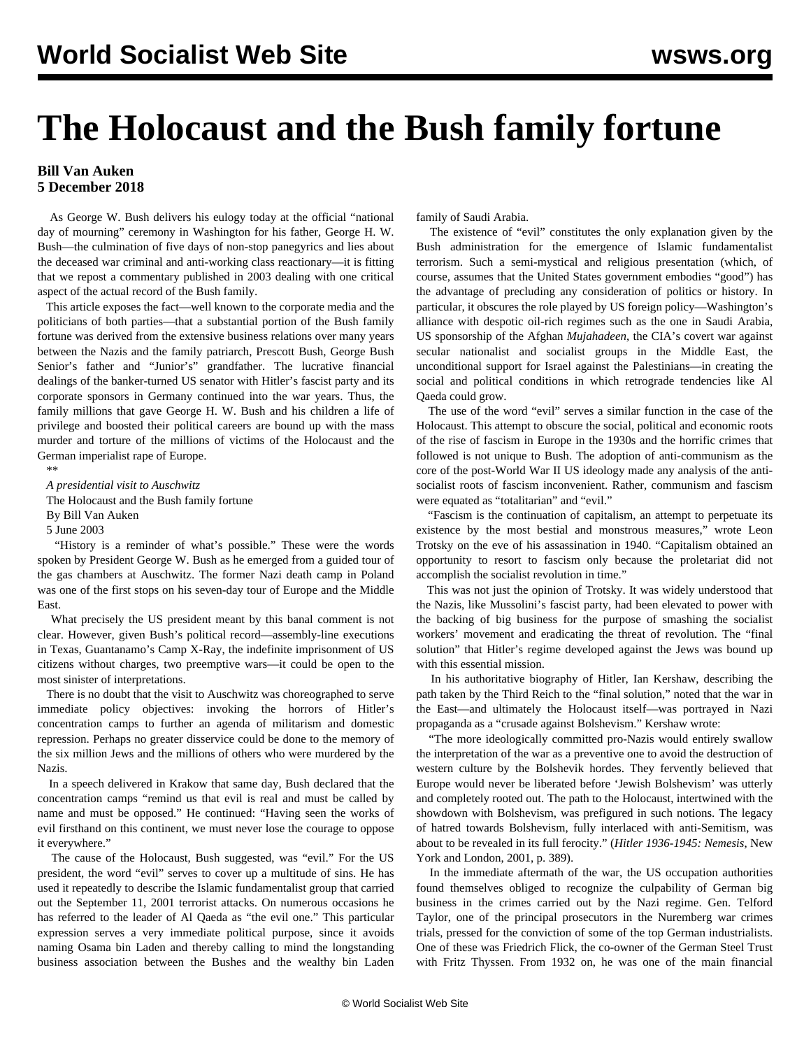# The Holocaust and the Bush family fortune

**Bill Van Auken**
**5 December 2018**

As George W. Bush delivers his eulogy today at the official "national day of mourning" ceremony in Washington for his father, George H. W. Bush—the culmination of five days of non-stop panegyrics and lies about the deceased war criminal and anti-working class reactionary—it is fitting that we repost a commentary published in 2003 dealing with one critical aspect of the actual record of the Bush family.

This article exposes the fact—well known to the corporate media and the politicians of both parties—that a substantial portion of the Bush family fortune was derived from the extensive business relations over many years between the Nazis and the family patriarch, Prescott Bush, George Bush Senior's father and "Junior's" grandfather. The lucrative financial dealings of the banker-turned US senator with Hitler's fascist party and its corporate sponsors in Germany continued into the war years. Thus, the family millions that gave George H. W. Bush and his children a life of privilege and boosted their political careers are bound up with the mass murder and torture of the millions of victims of the Holocaust and the German imperialist rape of Europe.

**

*A presidential visit to Auschwitz*

The Holocaust and the Bush family fortune

By Bill Van Auken

5 June 2003

"History is a reminder of what's possible." These were the words spoken by President George W. Bush as he emerged from a guided tour of the gas chambers at Auschwitz. The former Nazi death camp in Poland was one of the first stops on his seven-day tour of Europe and the Middle East.

What precisely the US president meant by this banal comment is not clear. However, given Bush's political record—assembly-line executions in Texas, Guantanamo's Camp X-Ray, the indefinite imprisonment of US citizens without charges, two preemptive wars—it could be open to the most sinister of interpretations.

There is no doubt that the visit to Auschwitz was choreographed to serve immediate policy objectives: invoking the horrors of Hitler's concentration camps to further an agenda of militarism and domestic repression. Perhaps no greater disservice could be done to the memory of the six million Jews and the millions of others who were murdered by the Nazis.

In a speech delivered in Krakow that same day, Bush declared that the concentration camps "remind us that evil is real and must be called by name and must be opposed." He continued: "Having seen the works of evil firsthand on this continent, we must never lose the courage to oppose it everywhere."

The cause of the Holocaust, Bush suggested, was "evil." For the US president, the word "evil" serves to cover up a multitude of sins. He has used it repeatedly to describe the Islamic fundamentalist group that carried out the September 11, 2001 terrorist attacks. On numerous occasions he has referred to the leader of Al Qaeda as "the evil one." This particular expression serves a very immediate political purpose, since it avoids naming Osama bin Laden and thereby calling to mind the longstanding business association between the Bushes and the wealthy bin Laden family of Saudi Arabia.

The existence of "evil" constitutes the only explanation given by the Bush administration for the emergence of Islamic fundamentalist terrorism. Such a semi-mystical and religious presentation (which, of course, assumes that the United States government embodies "good") has the advantage of precluding any consideration of politics or history. In particular, it obscures the role played by US foreign policy—Washington's alliance with despotic oil-rich regimes such as the one in Saudi Arabia, US sponsorship of the Afghan *Mujahadeen*, the CIA's covert war against secular nationalist and socialist groups in the Middle East, the unconditional support for Israel against the Palestinians—in creating the social and political conditions in which retrograde tendencies like Al Qaeda could grow.

The use of the word "evil" serves a similar function in the case of the Holocaust. This attempt to obscure the social, political and economic roots of the rise of fascism in Europe in the 1930s and the horrific crimes that followed is not unique to Bush. The adoption of anti-communism as the core of the post-World War II US ideology made any analysis of the anti-socialist roots of fascism inconvenient. Rather, communism and fascism were equated as "totalitarian" and "evil."

"Fascism is the continuation of capitalism, an attempt to perpetuate its existence by the most bestial and monstrous measures," wrote Leon Trotsky on the eve of his assassination in 1940. "Capitalism obtained an opportunity to resort to fascism only because the proletariat did not accomplish the socialist revolution in time."

This was not just the opinion of Trotsky. It was widely understood that the Nazis, like Mussolini's fascist party, had been elevated to power with the backing of big business for the purpose of smashing the socialist workers' movement and eradicating the threat of revolution. The "final solution" that Hitler's regime developed against the Jews was bound up with this essential mission.

In his authoritative biography of Hitler, Ian Kershaw, describing the path taken by the Third Reich to the "final solution," noted that the war in the East—and ultimately the Holocaust itself—was portrayed in Nazi propaganda as a "crusade against Bolshevism." Kershaw wrote:

"The more ideologically committed pro-Nazis would entirely swallow the interpretation of the war as a preventive one to avoid the destruction of western culture by the Bolshevik hordes. They fervently believed that Europe would never be liberated before 'Jewish Bolshevism' was utterly and completely rooted out. The path to the Holocaust, intertwined with the showdown with Bolshevism, was prefigured in such notions. The legacy of hatred towards Bolshevism, fully interlaced with anti-Semitism, was about to be revealed in its full ferocity." (*Hitler 1936-1945: Nemesis*, New York and London, 2001, p. 389).

In the immediate aftermath of the war, the US occupation authorities found themselves obliged to recognize the culpability of German big business in the crimes carried out by the Nazi regime. Gen. Telford Taylor, one of the principal prosecutors in the Nuremberg war crimes trials, pressed for the conviction of some of the top German industrialists. One of these was Friedrich Flick, the co-owner of the German Steel Trust with Fritz Thyssen. From 1932 on, he was one of the main financial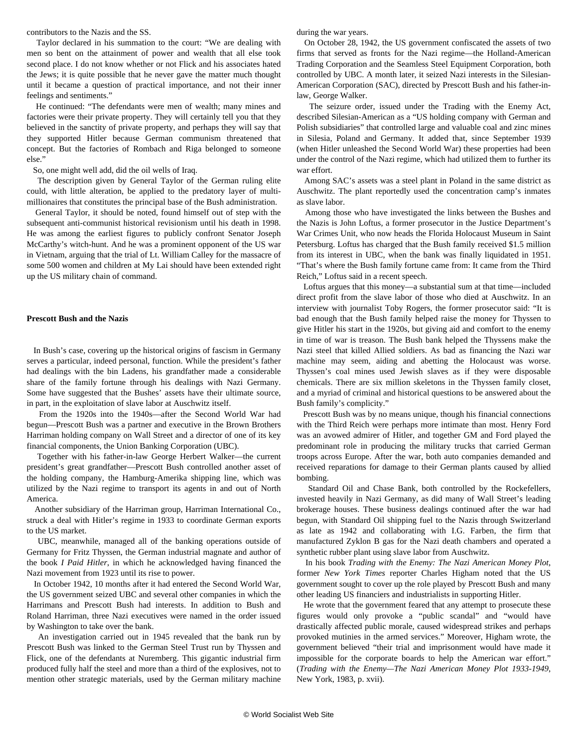contributors to the Nazis and the SS.

Taylor declared in his summation to the court: "We are dealing with men so bent on the attainment of power and wealth that all else took second place. I do not know whether or not Flick and his associates hated the Jews; it is quite possible that he never gave the matter much thought until it became a question of practical importance, and not their inner feelings and sentiments."

He continued: "The defendants were men of wealth; many mines and factories were their private property. They will certainly tell you that they believed in the sanctity of private property, and perhaps they will say that they supported Hitler because German communism threatened that concept. But the factories of Rombach and Riga belonged to someone else."

So, one might well add, did the oil wells of Iraq.

The description given by General Taylor of the German ruling elite could, with little alteration, be applied to the predatory layer of multi-millionaires that constitutes the principal base of the Bush administration.

General Taylor, it should be noted, found himself out of step with the subsequent anti-communist historical revisionism until his death in 1998. He was among the earliest figures to publicly confront Senator Joseph McCarthy's witch-hunt. And he was a prominent opponent of the US war in Vietnam, arguing that the trial of Lt. William Calley for the massacre of some 500 women and children at My Lai should have been extended right up the US military chain of command.

**Prescott Bush and the Nazis**

In Bush's case, covering up the historical origins of fascism in Germany serves a particular, indeed personal, function. While the president's father had dealings with the bin Ladens, his grandfather made a considerable share of the family fortune through his dealings with Nazi Germany. Some have suggested that the Bushes' assets have their ultimate source, in part, in the exploitation of slave labor at Auschwitz itself.

From the 1920s into the 1940s—after the Second World War had begun—Prescott Bush was a partner and executive in the Brown Brothers Harriman holding company on Wall Street and a director of one of its key financial components, the Union Banking Corporation (UBC).

Together with his father-in-law George Herbert Walker—the current president's great grandfather—Prescott Bush controlled another asset of the holding company, the Hamburg-Amerika shipping line, which was utilized by the Nazi regime to transport its agents in and out of North America.

Another subsidiary of the Harriman group, Harriman International Co., struck a deal with Hitler's regime in 1933 to coordinate German exports to the US market.

UBC, meanwhile, managed all of the banking operations outside of Germany for Fritz Thyssen, the German industrial magnate and author of the book *I Paid Hitler*, in which he acknowledged having financed the Nazi movement from 1923 until its rise to power.

In October 1942, 10 months after it had entered the Second World War, the US government seized UBC and several other companies in which the Harrimans and Prescott Bush had interests. In addition to Bush and Roland Harriman, three Nazi executives were named in the order issued by Washington to take over the bank.

An investigation carried out in 1945 revealed that the bank run by Prescott Bush was linked to the German Steel Trust run by Thyssen and Flick, one of the defendants at Nuremberg. This gigantic industrial firm produced fully half the steel and more than a third of the explosives, not to mention other strategic materials, used by the German military machine during the war years.

On October 28, 1942, the US government confiscated the assets of two firms that served as fronts for the Nazi regime—the Holland-American Trading Corporation and the Seamless Steel Equipment Corporation, both controlled by UBC. A month later, it seized Nazi interests in the Silesian-American Corporation (SAC), directed by Prescott Bush and his father-in-law, George Walker.

The seizure order, issued under the Trading with the Enemy Act, described Silesian-American as a "US holding company with German and Polish subsidiaries" that controlled large and valuable coal and zinc mines in Silesia, Poland and Germany. It added that, since September 1939 (when Hitler unleashed the Second World War) these properties had been under the control of the Nazi regime, which had utilized them to further its war effort.

Among SAC's assets was a steel plant in Poland in the same district as Auschwitz. The plant reportedly used the concentration camp's inmates as slave labor.

Among those who have investigated the links between the Bushes and the Nazis is John Loftus, a former prosecutor in the Justice Department's War Crimes Unit, who now heads the Florida Holocaust Museum in Saint Petersburg. Loftus has charged that the Bush family received $1.5 million from its interest in UBC, when the bank was finally liquidated in 1951. "That's where the Bush family fortune came from: It came from the Third Reich," Loftus said in a recent speech.

Loftus argues that this money—a substantial sum at that time—included direct profit from the slave labor of those who died at Auschwitz. In an interview with journalist Toby Rogers, the former prosecutor said: "It is bad enough that the Bush family helped raise the money for Thyssen to give Hitler his start in the 1920s, but giving aid and comfort to the enemy in time of war is treason. The Bush bank helped the Thyssens make the Nazi steel that killed Allied soldiers. As bad as financing the Nazi war machine may seem, aiding and abetting the Holocaust was worse. Thyssen's coal mines used Jewish slaves as if they were disposable chemicals. There are six million skeletons in the Thyssen family closet, and a myriad of criminal and historical questions to be answered about the Bush family's complicity."

Prescott Bush was by no means unique, though his financial connections with the Third Reich were perhaps more intimate than most. Henry Ford was an avowed admirer of Hitler, and together GM and Ford played the predominant role in producing the military trucks that carried German troops across Europe. After the war, both auto companies demanded and received reparations for damage to their German plants caused by allied bombing.

Standard Oil and Chase Bank, both controlled by the Rockefellers, invested heavily in Nazi Germany, as did many of Wall Street's leading brokerage houses. These business dealings continued after the war had begun, with Standard Oil shipping fuel to the Nazis through Switzerland as late as 1942 and collaborating with I.G. Farben, the firm that manufactured Zyklon B gas for the Nazi death chambers and operated a synthetic rubber plant using slave labor from Auschwitz.

In his book *Trading with the Enemy: The Nazi American Money Plot*, former *New York Times* reporter Charles Higham noted that the US government sought to cover up the role played by Prescott Bush and many other leading US financiers and industrialists in supporting Hitler.

He wrote that the government feared that any attempt to prosecute these figures would only provoke a "public scandal" and "would have drastically affected public morale, caused widespread strikes and perhaps provoked mutinies in the armed services." Moreover, Higham wrote, the government believed "their trial and imprisonment would have made it impossible for the corporate boards to help the American war effort." (*Trading with the Enemy—The Nazi American Money Plot 1933-1949*, New York, 1983, p. xvii).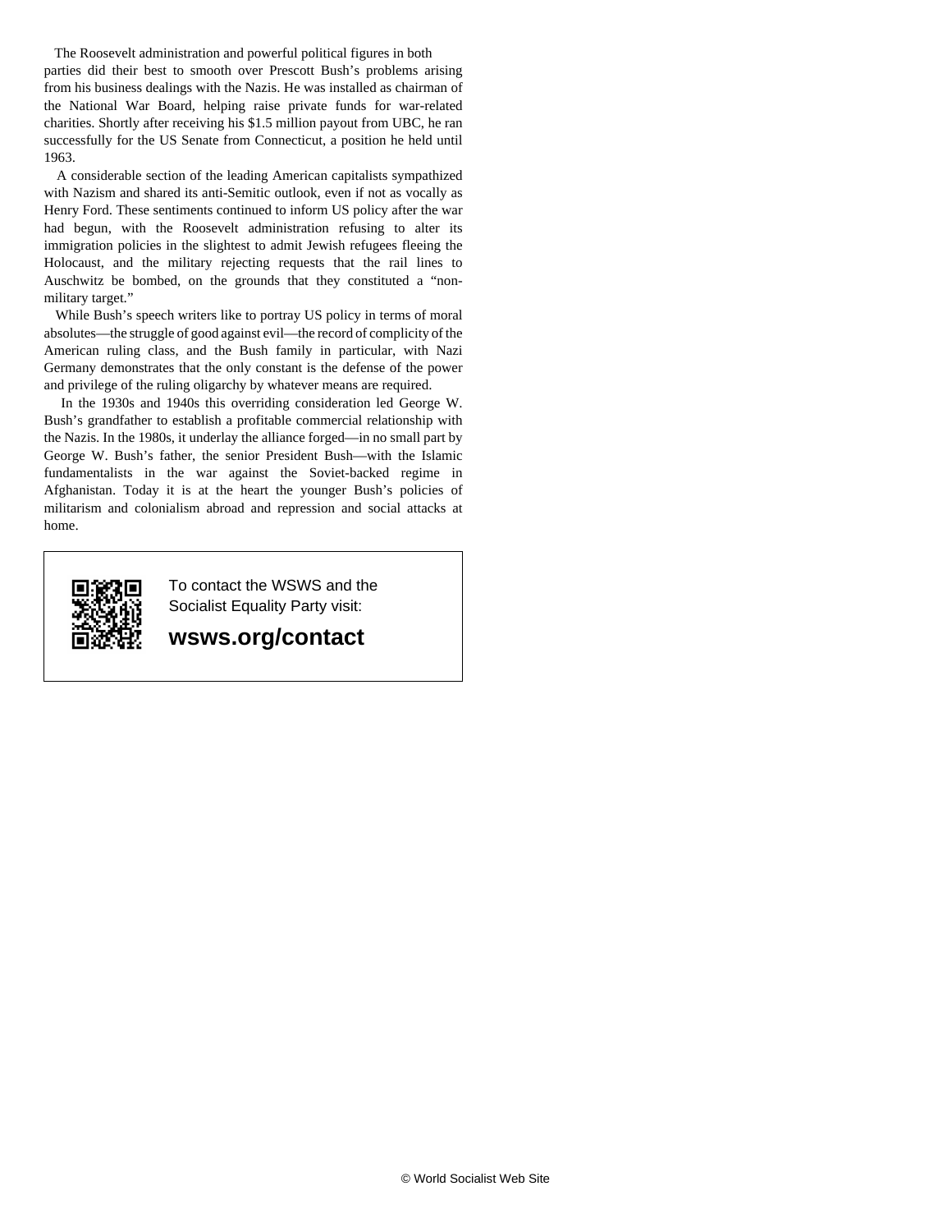The Roosevelt administration and powerful political figures in both parties did their best to smooth over Prescott Bush's problems arising from his business dealings with the Nazis. He was installed as chairman of the National War Board, helping raise private funds for war-related charities. Shortly after receiving his $1.5 million payout from UBC, he ran successfully for the US Senate from Connecticut, a position he held until 1963.

A considerable section of the leading American capitalists sympathized with Nazism and shared its anti-Semitic outlook, even if not as vocally as Henry Ford. These sentiments continued to inform US policy after the war had begun, with the Roosevelt administration refusing to alter its immigration policies in the slightest to admit Jewish refugees fleeing the Holocaust, and the military rejecting requests that the rail lines to Auschwitz be bombed, on the grounds that they constituted a "non-military target."

While Bush's speech writers like to portray US policy in terms of moral absolutes—the struggle of good against evil—the record of complicity of the American ruling class, and the Bush family in particular, with Nazi Germany demonstrates that the only constant is the defense of the power and privilege of the ruling oligarchy by whatever means are required.

In the 1930s and 1940s this overriding consideration led George W. Bush's grandfather to establish a profitable commercial relationship with the Nazis. In the 1980s, it underlay the alliance forged—in no small part by George W. Bush's father, the senior President Bush—with the Islamic fundamentalists in the war against the Soviet-backed regime in Afghanistan. Today it is at the heart the younger Bush's policies of militarism and colonialism abroad and repression and social attacks at home.

To contact the WSWS and the Socialist Equality Party visit:

**wsws.org/contact**